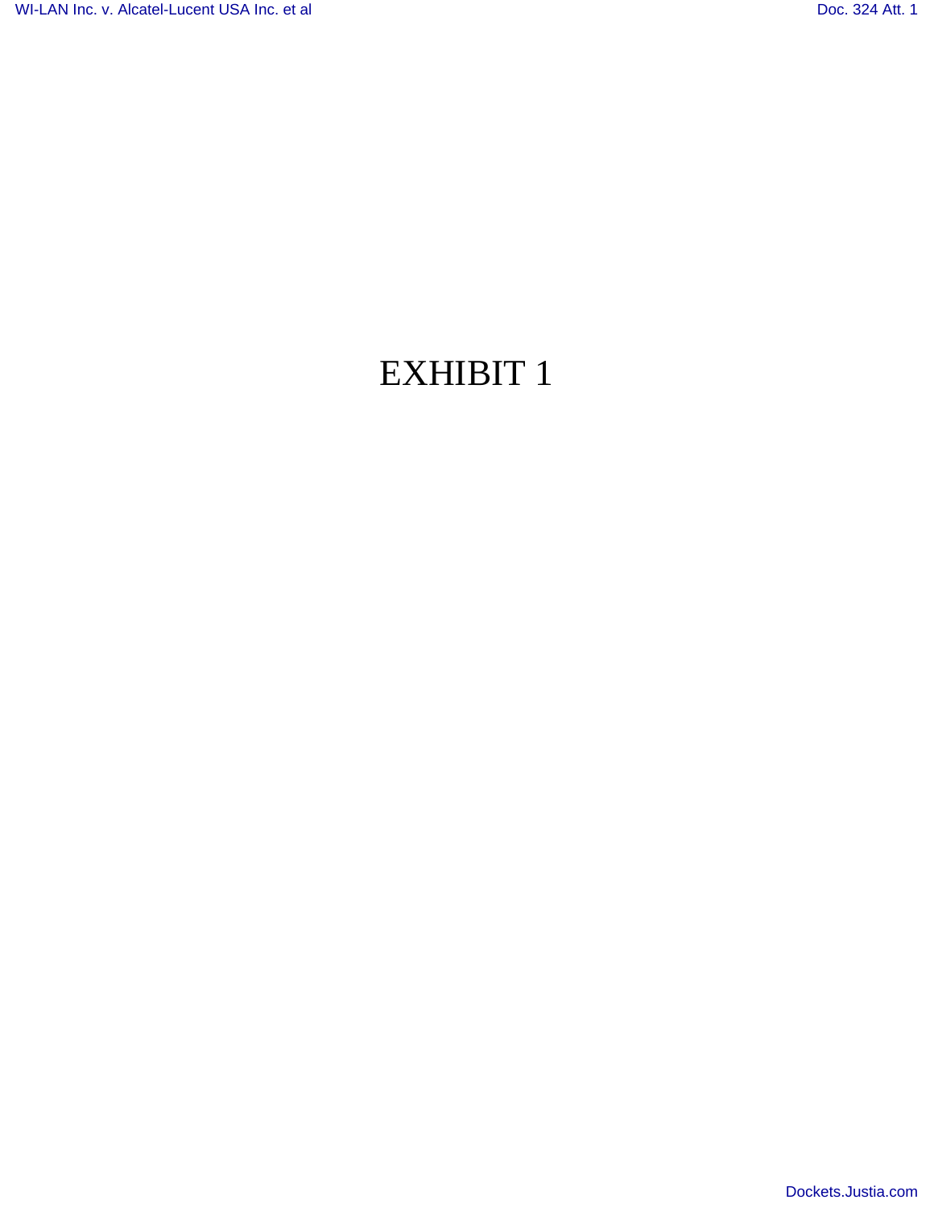EXHIBIT 1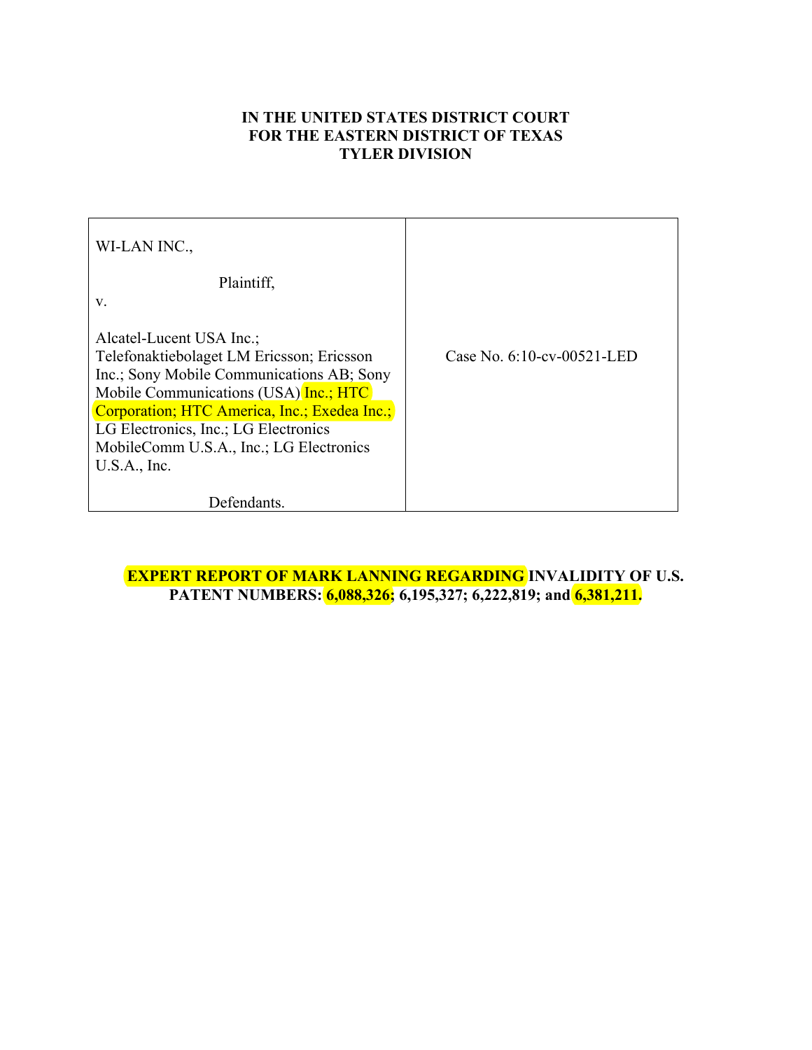**IN THE UNITED STATES DISTRICT COURT**
**FOR THE EASTERN DISTRICT OF TEXAS**
**TYLER DIVISION**

| WI-LAN INC.,<br><br>Plaintiff,<br>v.<br><br>Alcatel-Lucent USA Inc.; Telefonaktiebolaget LM Ericsson; Ericsson Inc.; Sony Mobile Communications AB; Sony Mobile Communications (USA) Inc.; HTC Corporation; HTC America, Inc.; Exedea Inc.; LG Electronics, Inc.; LG Electronics MobileComm U.S.A., Inc.; LG Electronics U.S.A., Inc.<br><br>Defendants. | Case No. 6:10-cv-00521-LED |
|---|---|

**EXPERT REPORT OF MARK LANNING REGARDING INVALIDITY OF U.S. PATENT NUMBERS: 6,088,326; 6,195,327; 6,222,819; and 6,381,211.**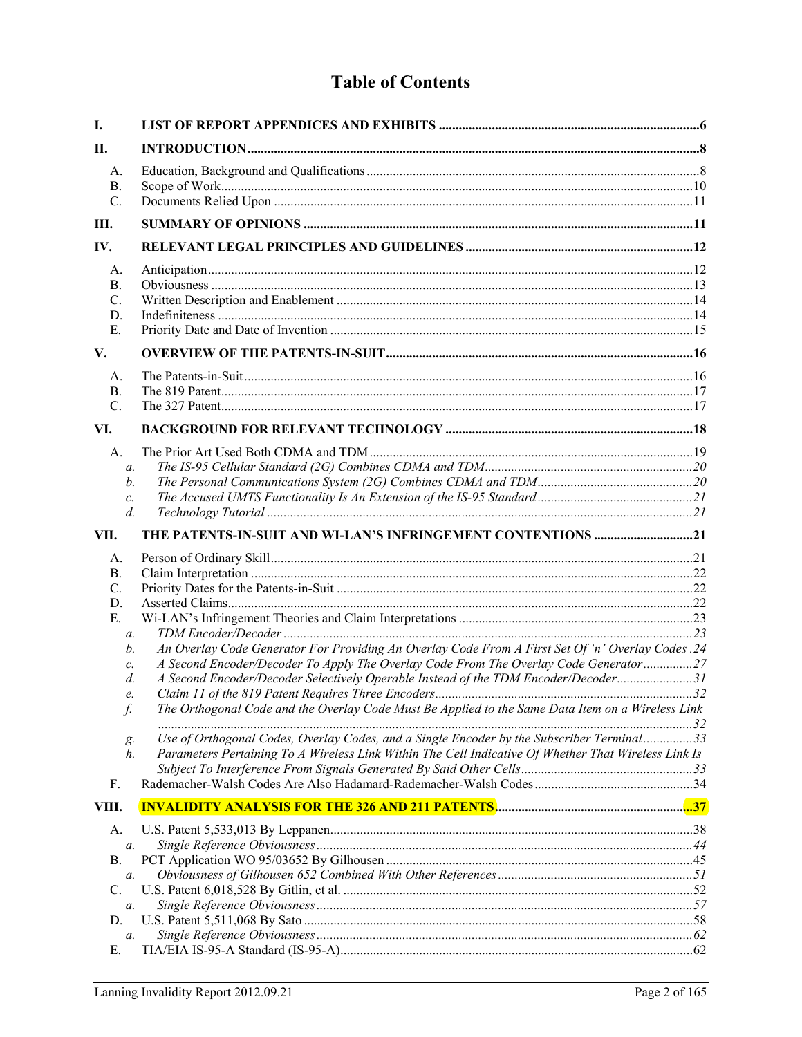# Table of Contents

| | | |
|---|---|---|
| **I.** | **LIST OF REPORT APPENDICES AND EXHIBITS** | **6** |
| **II.** | **INTRODUCTION** | **8** |
| A. | Education, Background and Qualifications | 8 |
| B. | Scope of Work | 10 |
| C. | Documents Relied Upon | 11 |
| **III.** | **SUMMARY OF OPINIONS** | **11** |
| **IV.** | **RELEVANT LEGAL PRINCIPLES AND GUIDELINES** | **12** |
| A. | Anticipation | 12 |
| B. | Obviousness | 13 |
| C. | Written Description and Enablement | 14 |
| D. | Indefiniteness | 14 |
| E. | Priority Date and Date of Invention | 15 |
| **V.** | **OVERVIEW OF THE PATENTS-IN-SUIT** | **16** |
| A. | The Patents-in-Suit | 16 |
| B. | The 819 Patent | 17 |
| C. | The 327 Patent | 17 |
| **VI.** | **BACKGROUND FOR RELEVANT TECHNOLOGY** | **18** |
| A. | The Prior Art Used Both CDMA and TDM | 19 |
| *a.* | *The IS-95 Cellular Standard (2G) Combines CDMA and TDM* | *20* |
| *b.* | *The Personal Communications System (2G) Combines CDMA and TDM* | *20* |
| *c.* | *The Accused UMTS Functionality Is An Extension of the IS-95 Standard* | *21* |
| *d.* | *Technology Tutorial* | *21* |
| **VII.** | **THE PATENTS-IN-SUIT AND WI-LAN'S INFRINGEMENT CONTENTIONS** | **21** |
| A. | Person of Ordinary Skill | 21 |
| B. | Claim Interpretation | 22 |
| C. | Priority Dates for the Patents-in-Suit | 22 |
| D. | Asserted Claims | 22 |
| E. | Wi-LAN's Infringement Theories and Claim Interpretations | 23 |
| *a.* | *TDM Encoder/Decoder* | *23* |
| *b.* | *An Overlay Code Generator For Providing An Overlay Code From A First Set Of 'n' Overlay Codes* | *24* |
| *c.* | *A Second Encoder/Decoder To Apply The Overlay Code From The Overlay Code Generator* | *27* |
| *d.* | *A Second Encoder/Decoder Selectively Operable Instead of the TDM Encoder/Decoder* | *31* |
| *e.* | *Claim 11 of the 819 Patent Requires Three Encoders* | *32* |
| *f.* | *The Orthogonal Code and the Overlay Code Must Be Applied to the Same Data Item on a Wireless Link* | *32* |
| *g.* | *Use of Orthogonal Codes, Overlay Codes, and a Single Encoder by the Subscriber Terminal* | *33* |
| *h.* | *Parameters Pertaining To A Wireless Link Within The Cell Indicative Of Whether That Wireless Link Is Subject To Interference From Signals Generated By Said Other Cells* | *33* |
| F. | Rademacher-Walsh Codes Are Also Hadamard-Rademacher-Walsh Codes | 34 |
| **VIII.** | **INVALIDITY ANALYSIS FOR THE 326 AND 211 PATENTS** | **37** |
| A. | U.S. Patent 5,533,013 By Leppanen | 38 |
| *a.* | *Single Reference Obviousness* | *44* |
| B. | PCT Application WO 95/03652 By Gilhousen | 45 |
| *a.* | *Obviousness of Gilhousen 652 Combined With Other References* | *51* |
| C. | U.S. Patent 6,018,528 By Gitlin, et al. | 52 |
| *a.* | *Single Reference Obviousness* | *57* |
| D. | U.S. Patent 5,511,068 By Sato | 58 |
| *a.* | *Single Reference Obviousness* | *62* |
| E. | TIA/EIA IS-95-A Standard (IS-95-A) | 62 |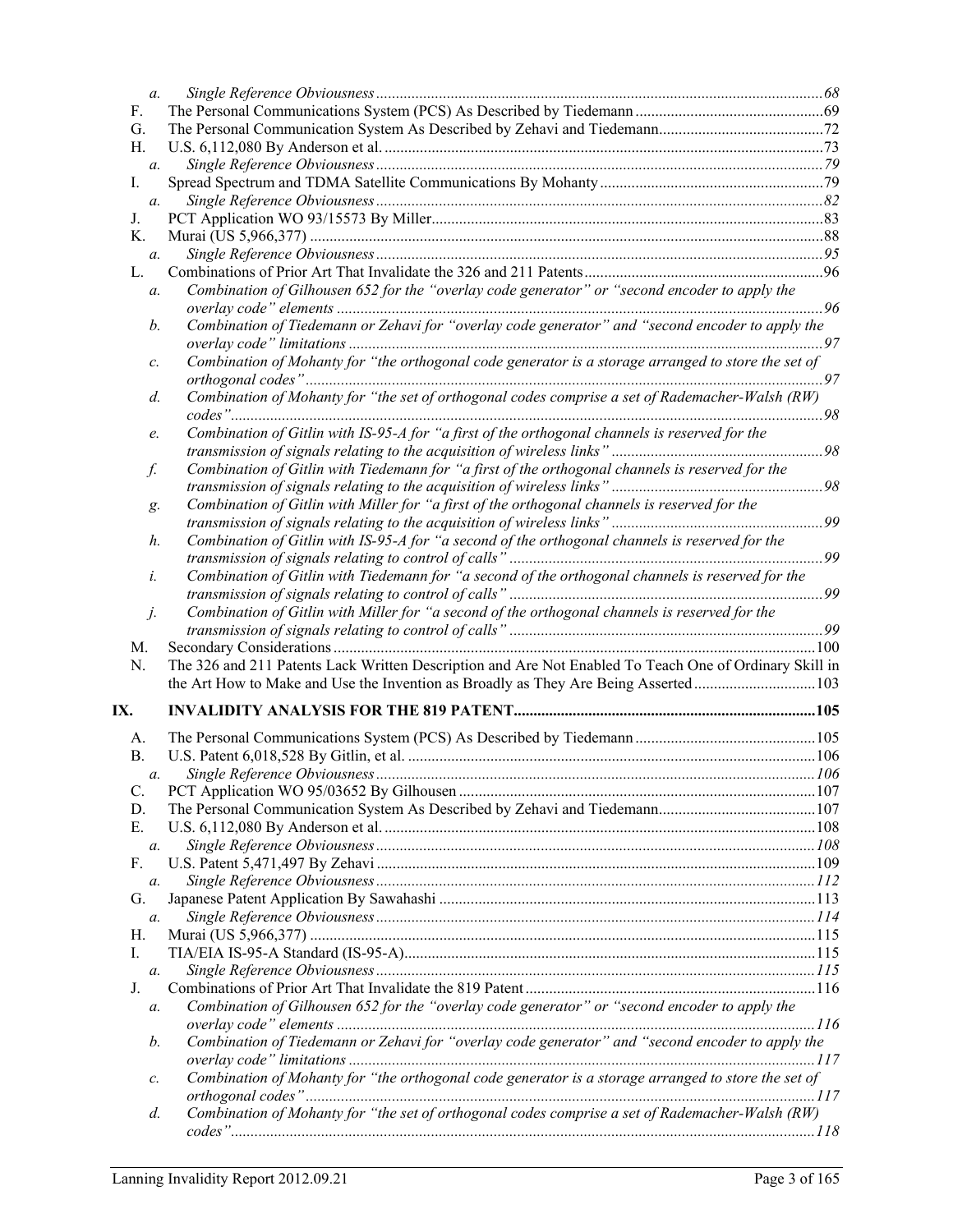- a. *Single Reference Obviousness* ..... 68
- F. The Personal Communications System (PCS) As Described by Tiedemann ..... 69
- G. The Personal Communication System As Described by Zehavi and Tiedemann ..... 72
- H. U.S. 6,112,080 By Anderson et al. ..... 73
  - a. *Single Reference Obviousness* ..... 79
- I. Spread Spectrum and TDMA Satellite Communications By Mohanty ..... 79
  - a. *Single Reference Obviousness* ..... 82
- J. PCT Application WO 93/15573 By Miller ..... 83
- K. Murai (US 5,966,377) ..... 88
  - a. *Single Reference Obviousness* ..... 95
- L. Combinations of Prior Art That Invalidate the 326 and 211 Patents ..... 96
  - a. *Combination of Gilhousen 652 for the "overlay code generator" or "second encoder to apply the overlay code" elements* ..... 96
  - b. *Combination of Tiedemann or Zehavi for "overlay code generator" and "second encoder to apply the overlay code" limitations* ..... 97
  - c. *Combination of Mohanty for "the orthogonal code generator is a storage arranged to store the set of orthogonal codes"* ..... 97
  - d. *Combination of Mohanty for "the set of orthogonal codes comprise a set of Rademacher-Walsh (RW) codes"* ..... 98
  - e. *Combination of Gitlin with IS-95-A for "a first of the orthogonal channels is reserved for the transmission of signals relating to the acquisition of wireless links"* ..... 98
  - f. *Combination of Gitlin with Tiedemann for "a first of the orthogonal channels is reserved for the transmission of signals relating to the acquisition of wireless links"* ..... 98
  - g. *Combination of Gitlin with Miller for "a first of the orthogonal channels is reserved for the transmission of signals relating to the acquisition of wireless links"* ..... 99
  - h. *Combination of Gitlin with IS-95-A for "a second of the orthogonal channels is reserved for the transmission of signals relating to control of calls"* ..... 99
  - i. *Combination of Gitlin with Tiedemann for "a second of the orthogonal channels is reserved for the transmission of signals relating to control of calls"* ..... 99
  - j. *Combination of Gitlin with Miller for "a second of the orthogonal channels is reserved for the transmission of signals relating to control of calls"* ..... 99
- M. Secondary Considerations ..... 100
- N. The 326 and 211 Patents Lack Written Description and Are Not Enabled To Teach One of Ordinary Skill in the Art How to Make and Use the Invention as Broadly as They Are Being Asserted ..... 103

**IX. INVALIDITY ANALYSIS FOR THE 819 PATENT ..... 105**

- A. The Personal Communications System (PCS) As Described by Tiedemann ..... 105
- B. U.S. Patent 6,018,528 By Gitlin, et al. ..... 106
  - a. *Single Reference Obviousness* ..... 106
- C. PCT Application WO 95/03652 By Gilhousen ..... 107
- D. The Personal Communication System As Described by Zehavi and Tiedemann ..... 107
- E. U.S. 6,112,080 By Anderson et al. ..... 108
  - a. *Single Reference Obviousness* ..... 108
- F. U.S. Patent 5,471,497 By Zehavi ..... 109
  - a. *Single Reference Obviousness* ..... 112
- G. Japanese Patent Application By Sawahashi ..... 113
  - a. *Single Reference Obviousness* ..... 114
- H. Murai (US 5,966,377) ..... 115
- I. TIA/EIA IS-95-A Standard (IS-95-A) ..... 115
  - a. *Single Reference Obviousness* ..... 115
- J. Combinations of Prior Art That Invalidate the 819 Patent ..... 116
  - a. *Combination of Gilhousen 652 for the "overlay code generator" or "second encoder to apply the overlay code" elements* ..... 116
  - b. *Combination of Tiedemann or Zehavi for "overlay code generator" and "second encoder to apply the overlay code" limitations* ..... 117
  - c. *Combination of Mohanty for "the orthogonal code generator is a storage arranged to store the set of orthogonal codes"* ..... 117
  - d. *Combination of Mohanty for "the set of orthogonal codes comprise a set of Rademacher-Walsh (RW) codes"* ..... 118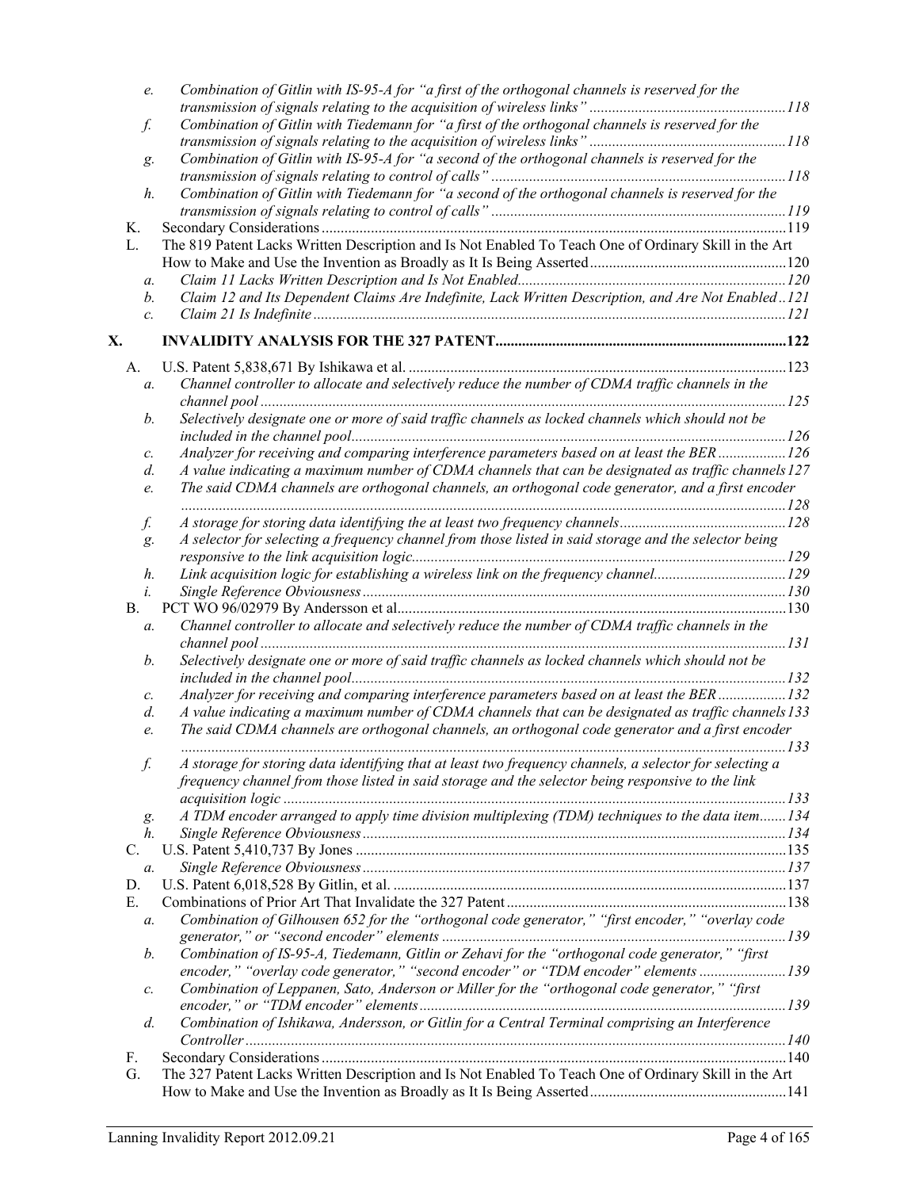- e. *Combination of Gitlin with IS-95-A for "a first of the orthogonal channels is reserved for the transmission of signals relating to the acquisition of wireless links"* ....118
- f. *Combination of Gitlin with Tiedemann for "a first of the orthogonal channels is reserved for the transmission of signals relating to the acquisition of wireless links"* ....118
- g. *Combination of Gitlin with IS-95-A for "a second of the orthogonal channels is reserved for the transmission of signals relating to control of calls"* ....118
- h. *Combination of Gitlin with Tiedemann for "a second of the orthogonal channels is reserved for the transmission of signals relating to control of calls"* ....119

K. Secondary Considerations ....119

L. The 819 Patent Lacks Written Description and Is Not Enabled To Teach One of Ordinary Skill in the Art How to Make and Use the Invention as Broadly as It Is Being Asserted ....120
- a. *Claim 11 Lacks Written Description and Is Not Enabled* ....120
- b. *Claim 12 and Its Dependent Claims Are Indefinite, Lack Written Description, and Are Not Enabled* ..121
- c. *Claim 21 Is Indefinite* ....121

**X. INVALIDITY ANALYSIS FOR THE 327 PATENT ....122**

A. U.S. Patent 5,838,671 By Ishikawa et al. ....123
- a. *Channel controller to allocate and selectively reduce the number of CDMA traffic channels in the channel pool* ....125
- b. *Selectively designate one or more of said traffic channels as locked channels which should not be included in the channel pool* ....126
- c. *Analyzer for receiving and comparing interference parameters based on at least the BER* ....126
- d. *A value indicating a maximum number of CDMA channels that can be designated as traffic channels* 127
- e. *The said CDMA channels are orthogonal channels, an orthogonal code generator, and a first encoder* ....128
- f. *A storage for storing data identifying the at least two frequency channels* ....128
- g. *A selector for selecting a frequency channel from those listed in said storage and the selector being responsive to the link acquisition logic* ....129
- h. *Link acquisition logic for establishing a wireless link on the frequency channel* ....129
- i. *Single Reference Obviousness* ....130

B. PCT WO 96/02979 By Andersson et al ....130
- a. *Channel controller to allocate and selectively reduce the number of CDMA traffic channels in the channel pool* ....131
- b. *Selectively designate one or more of said traffic channels as locked channels which should not be included in the channel pool* ....132
- c. *Analyzer for receiving and comparing interference parameters based on at least the BER* ....132
- d. *A value indicating a maximum number of CDMA channels that can be designated as traffic channels* 133
- e. *The said CDMA channels are orthogonal channels, an orthogonal code generator and a first encoder* ....133
- f. *A storage for storing data identifying that at least two frequency channels, a selector for selecting a frequency channel from those listed in said storage and the selector being responsive to the link acquisition logic* ....133
- g. *A TDM encoder arranged to apply time division multiplexing (TDM) techniques to the data item* ....134
- h. *Single Reference Obviousness* ....134

C. U.S. Patent 5,410,737 By Jones ....135
- a. *Single Reference Obviousness* ....137

D. U.S. Patent 6,018,528 By Gitlin, et al. ....137

E. Combinations of Prior Art That Invalidate the 327 Patent ....138
- a. *Combination of Gilhousen 652 for the "orthogonal code generator," "first encoder," "overlay code generator," or "second encoder" elements* ....139
- b. *Combination of IS-95-A, Tiedemann, Gitlin or Zehavi for the "orthogonal code generator," "first encoder," "overlay code generator," "second encoder" or "TDM encoder" elements* ....139
- c. *Combination of Leppanen, Sato, Anderson or Miller for the "orthogonal code generator," "first encoder," or "TDM encoder" elements* ....139
- d. *Combination of Ishikawa, Andersson, or Gitlin for a Central Terminal comprising an Interference Controller* ....140

F. Secondary Considerations ....140

G. The 327 Patent Lacks Written Description and Is Not Enabled To Teach One of Ordinary Skill in the Art How to Make and Use the Invention as Broadly as It Is Being Asserted ....141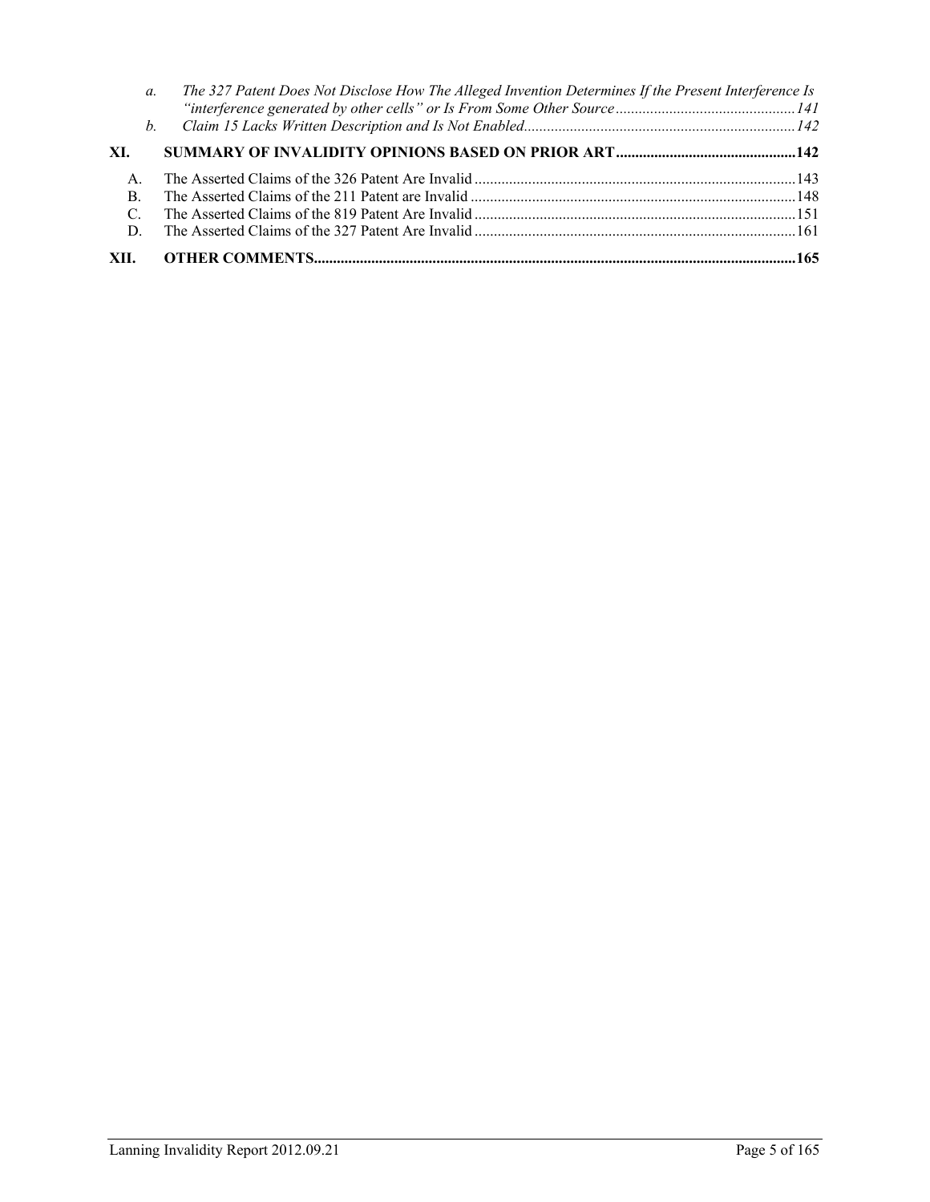*a. The 327 Patent Does Not Disclose How The Alleged Invention Determines If the Present Interference Is "interference generated by other cells" or Is From Some Other Source ............................................ 141*

*b. Claim 15 Lacks Written Description and Is Not Enabled ....................................................................... 142*

**XI. SUMMARY OF INVALIDITY OPINIONS BASED ON PRIOR ART ............................................. 142**

A. The Asserted Claims of the 326 Patent Are Invalid ................................................................................ 143

B. The Asserted Claims of the 211 Patent are Invalid ................................................................................. 148

C. The Asserted Claims of the 819 Patent Are Invalid ................................................................................ 151

D. The Asserted Claims of the 327 Patent Are Invalid ................................................................................ 161

**XII. OTHER COMMENTS .............................................................................................................................. 165**